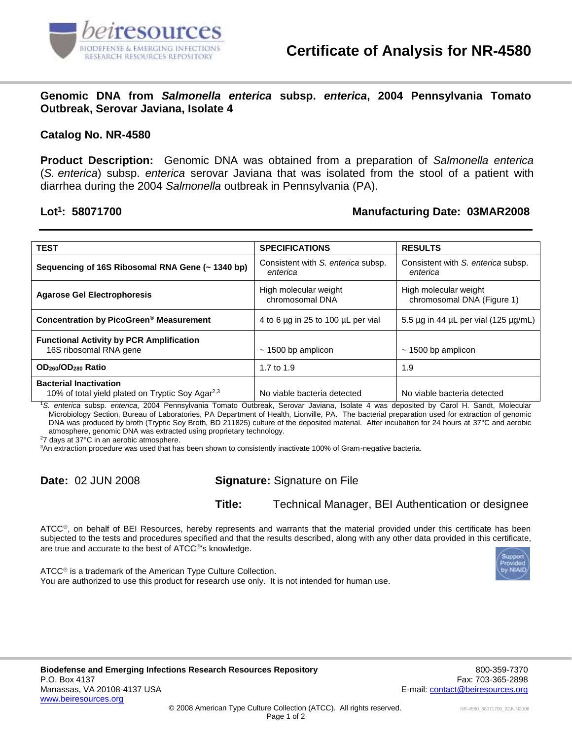# Certificate of Analysis for NR-4580

## Genomic DNA from *Salmonella enterica* subsp. *enterica*, 2004 Pennsylvania Tomato Outbreak, Serovar Javiana, Isolate 4

**Catalog No. NR-4580**

**Product Description:** Genomic DNA was obtained from a preparation of *Salmonella enterica* (*S. enterica*) subsp. *enterica* serovar Javiana that was isolated from the stool of a patient with diarrhea during the 2004 *Salmonella* outbreak in Pennsylvania (PA).

**Lot[1]: 58071700** | **Manufacturing Date: 03MAR2008**

| TEST | SPECIFICATIONS | RESULTS |
|---|---|---|
| **Sequencing of 16S Ribosomal RNA Gene (~ 1340 bp)** | Consistent with *S. enterica* subsp. *enterica* | Consistent with *S. enterica* subsp. *enterica* |
| **Agarose Gel Electrophoresis** | High molecular weight chromosomal DNA | High molecular weight chromosomal DNA (Figure 1) |
| **Concentration by PicoGreen® Measurement** | 4 to 6 µg in 25 to 100 µL per vial | 5.5 µg in 44 µL per vial (125 µg/mL) |
| **Functional Activity by PCR Amplification** 16S ribosomal RNA gene | ~ 1500 bp amplicon | ~ 1500 bp amplicon |
| **$OD_{260}/OD_{280}$ Ratio** | 1.7 to 1.9 | 1.9 |
| **Bacterial Inactivation** 10% of total yield plated on Tryptic Soy Agar[2,3] | No viable bacteria detected | No viable bacteria detected |

[1] *S. enterica* subsp. *enterica*, 2004 Pennsylvania Tomato Outbreak, Serovar Javiana, Isolate 4 was deposited by Carol H. Sandt, Molecular Microbiology Section, Bureau of Laboratories, PA Department of Health, Lionville, PA. The bacterial preparation used for extraction of genomic DNA was produced by broth (Tryptic Soy Broth, BD 211825) culture of the deposited material. After incubation for 24 hours at 37°C and aerobic atmosphere, genomic DNA was extracted using proprietary technology.

[2] 7 days at 37°C in an aerobic atmosphere.

[3] An extraction procedure was used that has been shown to consistently inactivate 100% of Gram-negative bacteria.

**Date:** 02 JUN 2008

**Signature:** Signature on File

**Title:** Technical Manager, BEI Authentication or designee

ATCC®, on behalf of BEI Resources, hereby represents and warrants that the material provided under this certificate has been subjected to the tests and procedures specified and that the results described, along with any other data provided in this certificate, are true and accurate to the best of ATCC®'s knowledge.

ATCC® is a trademark of the American Type Culture Collection.
You are authorized to use this product for research use only. It is not intended for human use.

**Biodefense and Emerging Infections Research Resources Repository**
P.O. Box 4137
Manassas, VA 20108-4137 USA
www.beiresources.org

800-359-7370
Fax: 703-365-2898
E-mail: contact@beiresources.org

© 2008 American Type Culture Collection (ATCC). All rights reserved.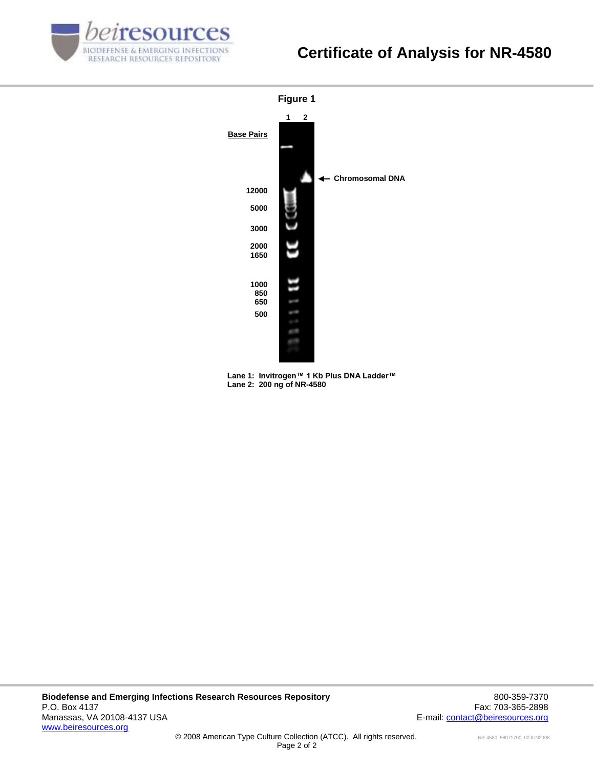# Certificate of Analysis for NR-4580

**Figure 1**

1 2

**Base Pairs**

12000
5000
3000
2000
1650
1000
850
650
500

← Chromosomal DNA

**Lane 1: Invitrogen™ 1 Kb Plus DNA Ladder™**
**Lane 2: 200 ng of NR-4580**

**Biodefense and Emerging Infections Research Resources Repository**
P.O. Box 4137
Manassas, VA 20108-4137 USA
www.beiresources.org

800-359-7370
Fax: 703-365-2898
E-mail: contact@beiresources.org

© 2008 American Type Culture Collection (ATCC). All rights reserved.

NR-4580_58071700_02JUN2008